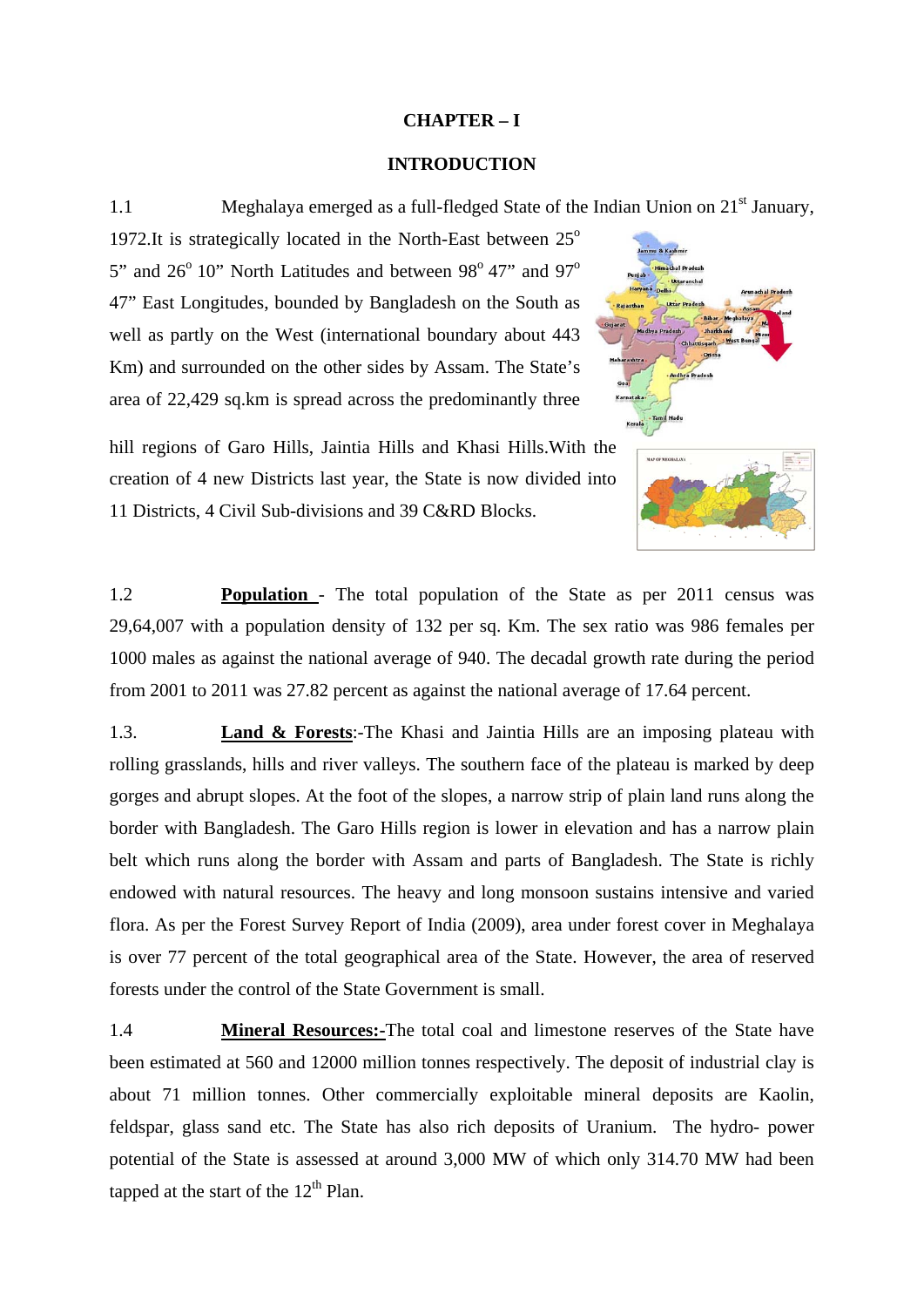# CHAPTER – I

## INTRODUCTION

1.1 Meghalaya emerged as a full-fledged State of the Indian Union on 21st January, 1972.It is strategically located in the North-East between 25° 5" and 26° 10" North Latitudes and between 98° 47" and 97° 47" East Longitudes, bounded by Bangladesh on the South as well as partly on the West (international boundary about 443 Km) and surrounded on the other sides by Assam. The State's area of 22,429 sq.km is spread across the predominantly three hill regions of Garo Hills, Jaintia Hills and Khasi Hills.With the creation of 4 new Districts last year, the State is now divided into 11 Districts, 4 Civil Sub-divisions and 39 C&RD Blocks.

1.2 **Population** - The total population of the State as per 2011 census was 29,64,007 with a population density of 132 per sq. Km. The sex ratio was 986 females per 1000 males as against the national average of 940. The decadal growth rate during the period from 2001 to 2011 was 27.82 percent as against the national average of 17.64 percent.

1.3. **Land & Forests**:-The Khasi and Jaintia Hills are an imposing plateau with rolling grasslands, hills and river valleys. The southern face of the plateau is marked by deep gorges and abrupt slopes. At the foot of the slopes, a narrow strip of plain land runs along the border with Bangladesh. The Garo Hills region is lower in elevation and has a narrow plain belt which runs along the border with Assam and parts of Bangladesh. The State is richly endowed with natural resources. The heavy and long monsoon sustains intensive and varied flora. As per the Forest Survey Report of India (2009), area under forest cover in Meghalaya is over 77 percent of the total geographical area of the State. However, the area of reserved forests under the control of the State Government is small.

1.4 **Mineral Resources:-**The total coal and limestone reserves of the State have been estimated at 560 and 12000 million tonnes respectively. The deposit of industrial clay is about 71 million tonnes. Other commercially exploitable mineral deposits are Kaolin, feldspar, glass sand etc. The State has also rich deposits of Uranium. The hydro- power potential of the State is assessed at around 3,000 MW of which only 314.70 MW had been tapped at the start of the 12th Plan.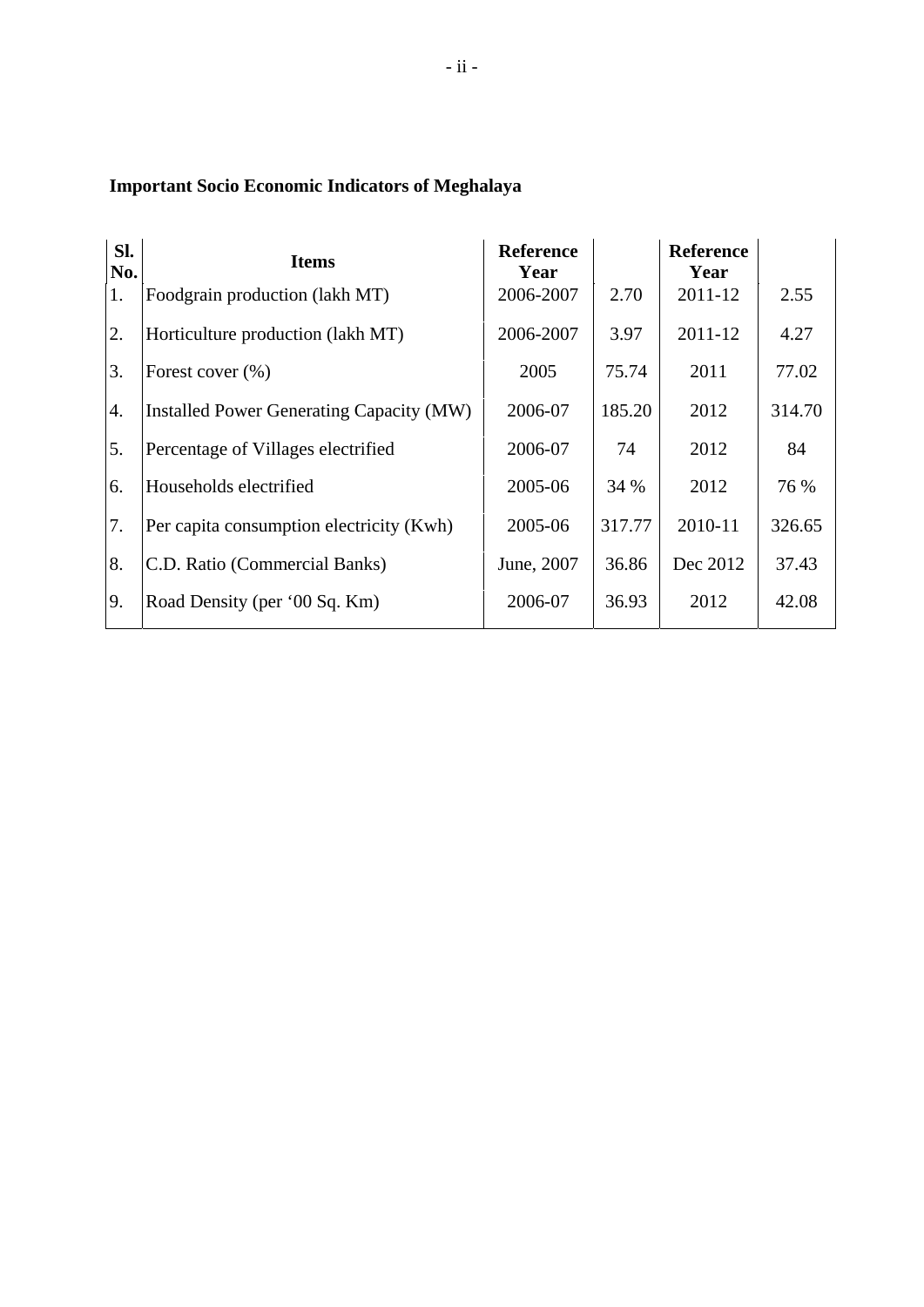**Important Socio Economic Indicators of Meghalaya**

| Sl. No. | Items | Reference Year | | Reference Year | |
|---|---|---|---|---|---|
| 1. | Foodgrain production (lakh MT) | 2006-2007 | 2.70 | 2011-12 | 2.55 |
| 2. | Horticulture production (lakh MT) | 2006-2007 | 3.97 | 2011-12 | 4.27 |
| 3. | Forest cover (%) | 2005 | 75.74 | 2011 | 77.02 |
| 4. | Installed Power Generating Capacity (MW) | 2006-07 | 185.20 | 2012 | 314.70 |
| 5. | Percentage of Villages electrified | 2006-07 | 74 | 2012 | 84 |
| 6. | Households electrified | 2005-06 | 34 % | 2012 | 76 % |
| 7. | Per capita consumption electricity (Kwh) | 2005-06 | 317.77 | 2010-11 | 326.65 |
| 8. | C.D. Ratio (Commercial Banks) | June, 2007 | 36.86 | Dec 2012 | 37.43 |
| 9. | Road Density (per '00 Sq. Km) | 2006-07 | 36.93 | 2012 | 42.08 |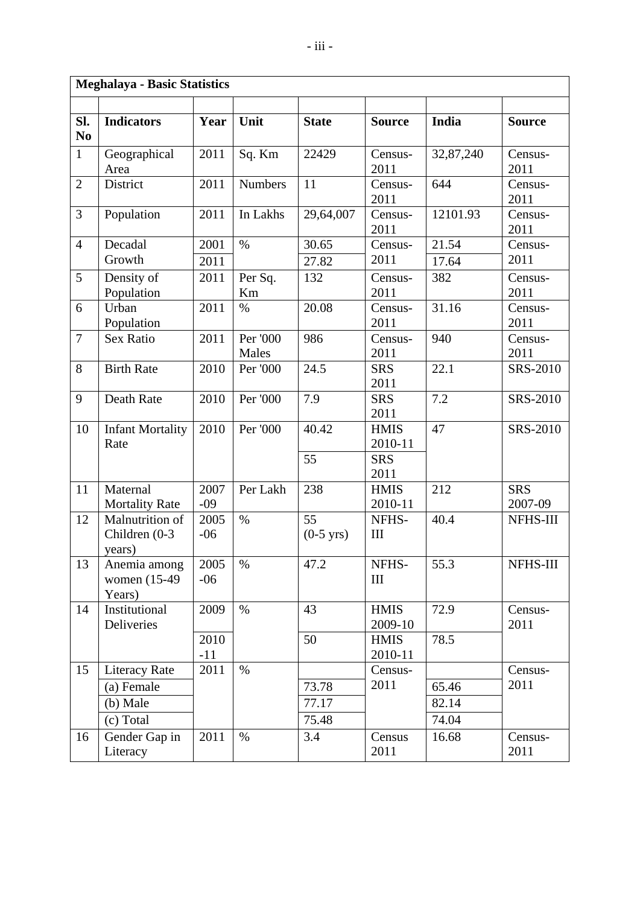| Meghalaya - Basic Statistics | | | | | | | |
|---|---|---|---|---|---|---|---|
| | | | | | | | |
| **Sl. No** | **Indicators** | **Year** | **Unit** | **State** | **Source** | **India** | **Source** |
| 1 | Geographical Area | 2011 | Sq. Km | 22429 | Census-2011 | 32,87,240 | Census-2011 |
| 2 | District | 2011 | Numbers | 11 | Census-2011 | 644 | Census-2011 |
| 3 | Population | 2011 | In Lakhs | 29,64,007 | Census-2011 | 12101.93 | Census-2011 |
| 4 | Decadal Growth | 2001 | % | 30.65 | Census-2011 | 21.54 | Census-2011 |
| | | 2011 | | 27.82 | | 17.64 | |
| 5 | Density of Population | 2011 | Per Sq. Km | 132 | Census-2011 | 382 | Census-2011 |
| 6 | Urban Population | 2011 | % | 20.08 | Census-2011 | 31.16 | Census-2011 |
| 7 | Sex Ratio | 2011 | Per '000 Males | 986 | Census-2011 | 940 | Census-2011 |
| 8 | Birth Rate | 2010 | Per '000 | 24.5 | SRS 2011 | 22.1 | SRS-2010 |
| 9 | Death Rate | 2010 | Per '000 | 7.9 | SRS 2011 | 7.2 | SRS-2010 |
| 10 | Infant Mortality Rate | 2010 | Per '000 | 40.42 | HMIS 2010-11 | 47 | SRS-2010 |
| | | | | 55 | SRS 2011 | | |
| 11 | Maternal Mortality Rate | 2007-09 | Per Lakh | 238 | HMIS 2010-11 | 212 | SRS 2007-09 |
| 12 | Malnutrition of Children (0-3 years) | 2005-06 | % | 55 (0-5 yrs) | NFHS-III | 40.4 | NFHS-III |
| 13 | Anemia among women (15-49 Years) | 2005-06 | % | 47.2 | NFHS-III | 55.3 | NFHS-III |
| 14 | Institutional Deliveries | 2009 | % | 43 | HMIS 2009-10 | 72.9 | Census-2011 |
| | | 2010-11 | | 50 | HMIS 2010-11 | 78.5 | |
| 15 | Literacy Rate | 2011 | % | | Census-2011 | | Census-2011 |
| | (a) Female | | | 73.78 | | 65.46 | |
| | (b) Male | | | 77.17 | | 82.14 | |
| | (c) Total | | | 75.48 | | 74.04 | |
| 16 | Gender Gap in Literacy | 2011 | % | 3.4 | Census 2011 | 16.68 | Census-2011 |